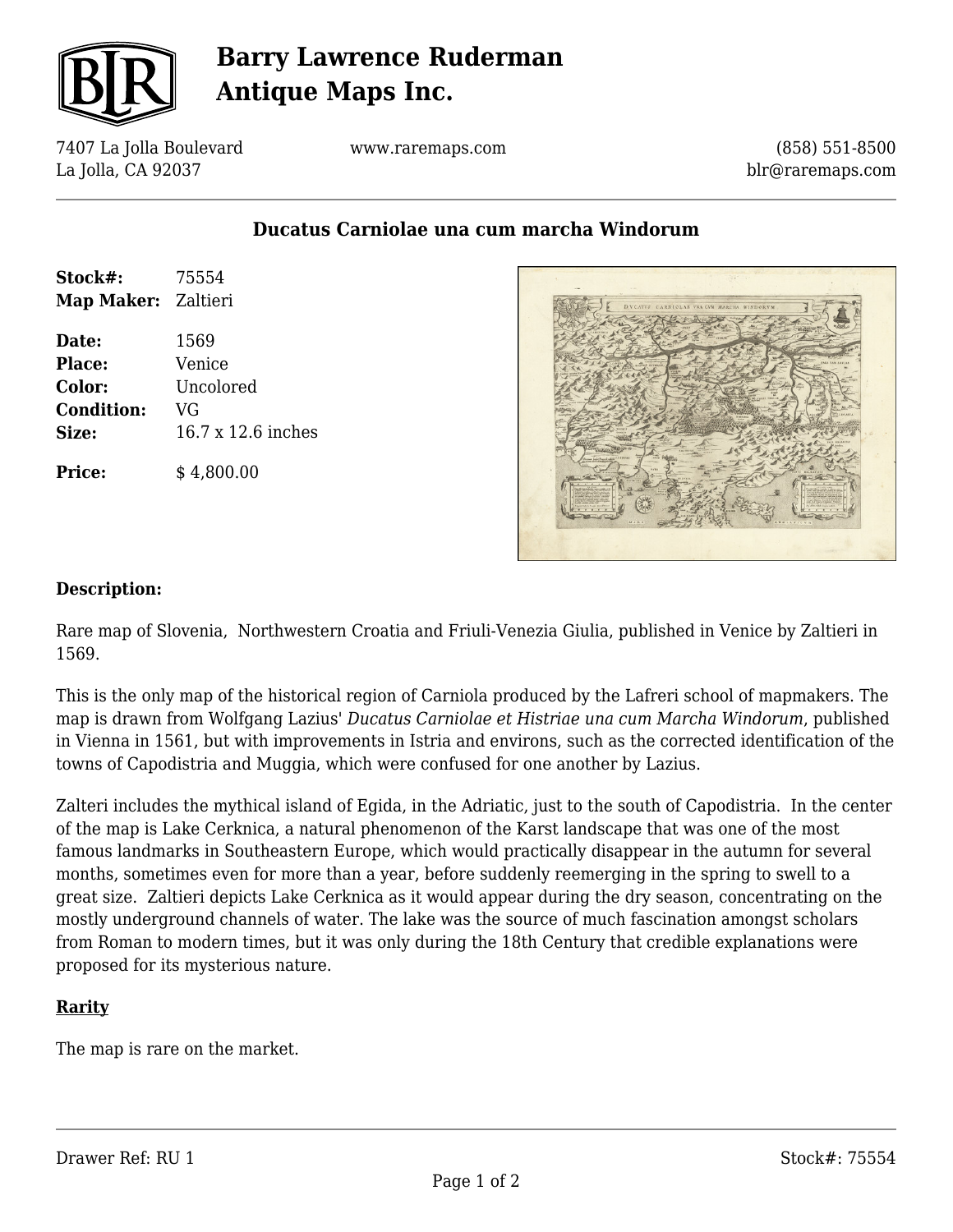# Barry Lawrence Ruderman Antique Maps Inc.

7407 La Jolla Boulevard
La Jolla, CA 92037

www.raremaps.com

(858) 551-8500
blr@raremaps.com

## Ducatus Carniolae una cum marcha Windorum

| | |
|---|---|
| **Stock#:** | 75554 |
| **Map Maker:** | Zaltieri |
| **Date:** | 1569 |
| **Place:** | Venice |
| **Color:** | Uncolored |
| **Condition:** | VG |
| **Size:** | 16.7 x 12.6 inches |
| **Price:** | $ 4,800.00 |

### Description:

Rare map of Slovenia, Northwestern Croatia and Friuli-Venezia Giulia, published in Venice by Zaltieri in 1569.

This is the only map of the historical region of Carniola produced by the Lafreri school of mapmakers. The map is drawn from Wolfgang Lazius' *Ducatus Carniolae et Histriae una cum Marcha Windorum*, published in Vienna in 1561, but with improvements in Istria and environs, such as the corrected identification of the towns of Capodistria and Muggia, which were confused for one another by Lazius.

Zalteri includes the mythical island of Egida, in the Adriatic, just to the south of Capodistria. In the center of the map is Lake Cerknica, a natural phenomenon of the Karst landscape that was one of the most famous landmarks in Southeastern Europe, which would practically disappear in the autumn for several months, sometimes even for more than a year, before suddenly reemerging in the spring to swell to a great size. Zaltieri depicts Lake Cerknica as it would appear during the dry season, concentrating on the mostly underground channels of water. The lake was the source of much fascination amongst scholars from Roman to modern times, but it was only during the 18th Century that credible explanations were proposed for its mysterious nature.

### Rarity

The map is rare on the market.

Drawer Ref: RU 1

Stock#: 75554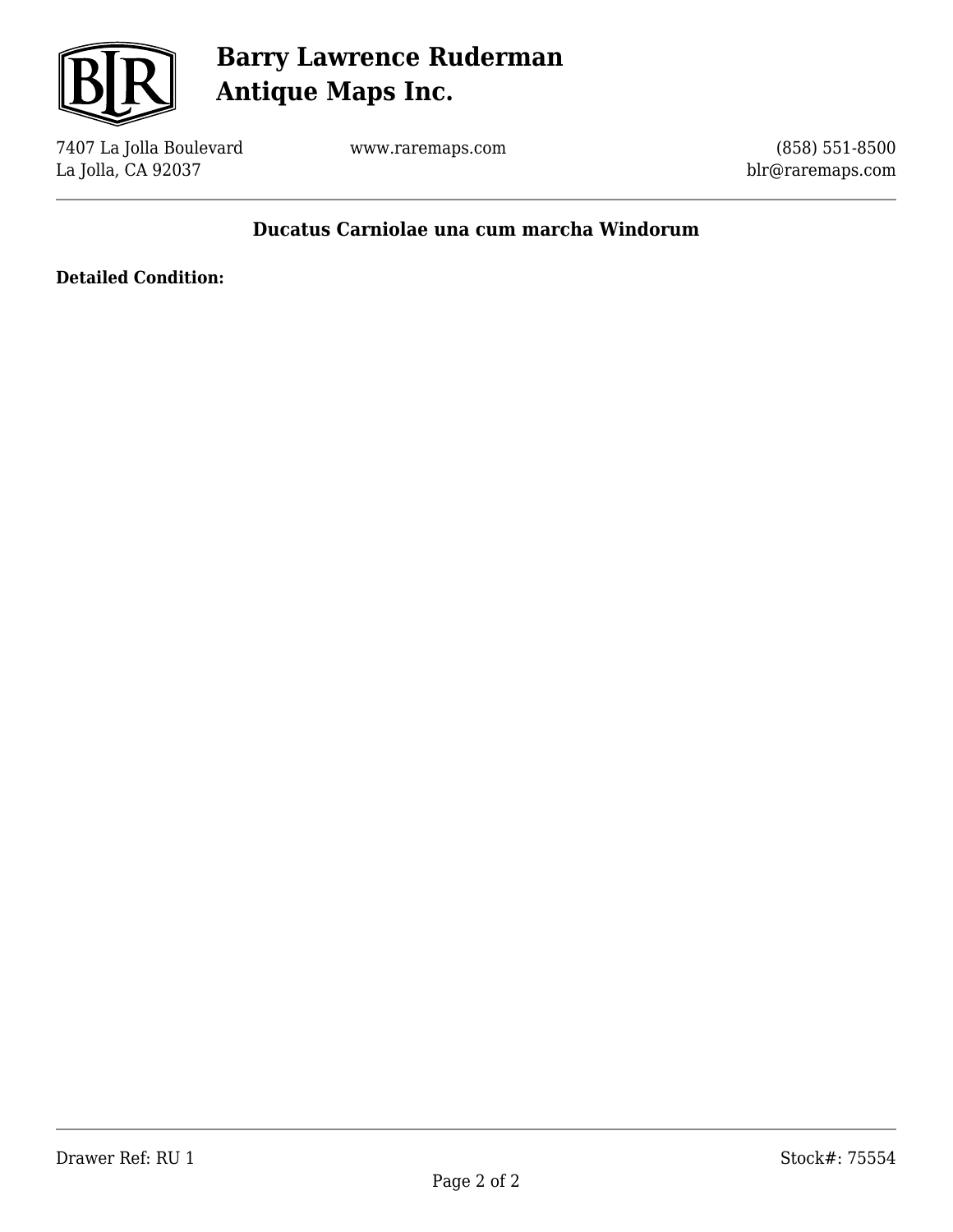# Barry Lawrence Ruderman Antique Maps Inc.

7407 La Jolla Boulevard
La Jolla, CA 92037

www.raremaps.com

(858) 551-8500
blr@raremaps.com

## Ducatus Carniolae una cum marcha Windorum

**Detailed Condition:**

Drawer Ref: RU 1

Stock#: 75554